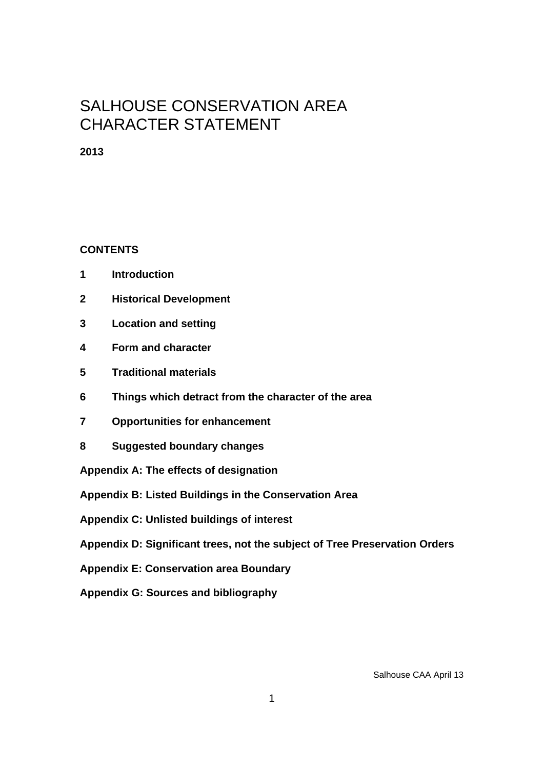# SALHOUSE CONSERVATION AREA CHARACTER STATEMENT

**2013**

**CONTENTS**

**1 Introduction**

**2 Historical Development**

**3 Location and setting**

**4 Form and character**

**5 Traditional materials**

**6 Things which detract from the character of the area**

**7 Opportunities for enhancement**

**8 Suggested boundary changes**

**Appendix A: The effects of designation**

**Appendix B: Listed Buildings in the Conservation Area**

**Appendix C: Unlisted buildings of interest**

**Appendix D: Significant trees, not the subject of Tree Preservation Orders**

**Appendix E: Conservation area Boundary**

**Appendix G: Sources and bibliography**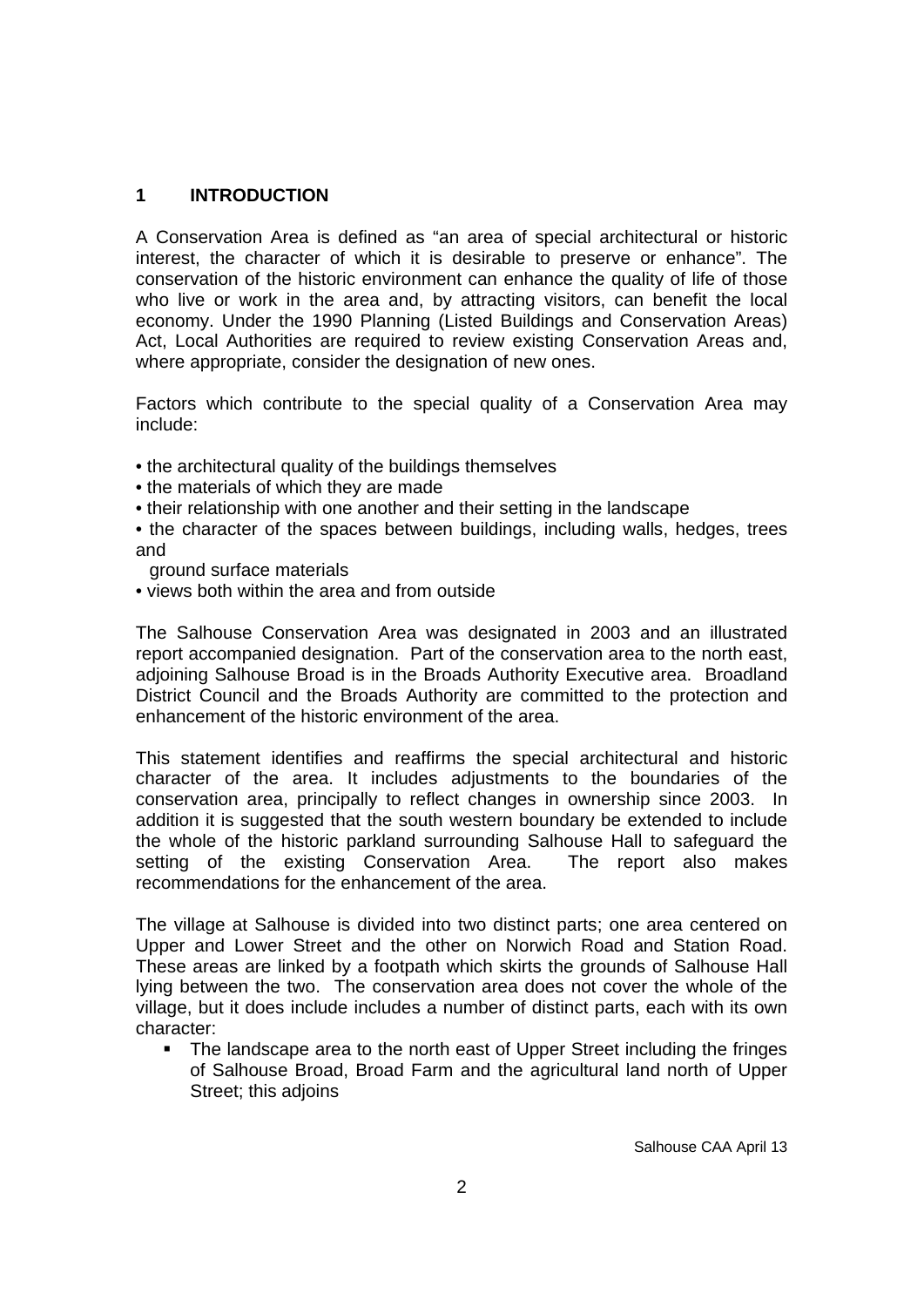## 1 INTRODUCTION

A Conservation Area is defined as "an area of special architectural or historic interest, the character of which it is desirable to preserve or enhance". The conservation of the historic environment can enhance the quality of life of those who live or work in the area and, by attracting visitors, can benefit the local economy. Under the 1990 Planning (Listed Buildings and Conservation Areas) Act, Local Authorities are required to review existing Conservation Areas and, where appropriate, consider the designation of new ones.

Factors which contribute to the special quality of a Conservation Area may include:

- the architectural quality of the buildings themselves
- the materials of which they are made
- their relationship with one another and their setting in the landscape
- the character of the spaces between buildings, including walls, hedges, trees and ground surface materials
- views both within the area and from outside

The Salhouse Conservation Area was designated in 2003 and an illustrated report accompanied designation. Part of the conservation area to the north east, adjoining Salhouse Broad is in the Broads Authority Executive area. Broadland District Council and the Broads Authority are committed to the protection and enhancement of the historic environment of the area.

This statement identifies and reaffirms the special architectural and historic character of the area. It includes adjustments to the boundaries of the conservation area, principally to reflect changes in ownership since 2003. In addition it is suggested that the south western boundary be extended to include the whole of the historic parkland surrounding Salhouse Hall to safeguard the setting of the existing Conservation Area. The report also makes recommendations for the enhancement of the area.

The village at Salhouse is divided into two distinct parts; one area centered on Upper and Lower Street and the other on Norwich Road and Station Road. These areas are linked by a footpath which skirts the grounds of Salhouse Hall lying between the two. The conservation area does not cover the whole of the village, but it does include includes a number of distinct parts, each with its own character:

- The landscape area to the north east of Upper Street including the fringes of Salhouse Broad, Broad Farm and the agricultural land north of Upper Street; this adjoins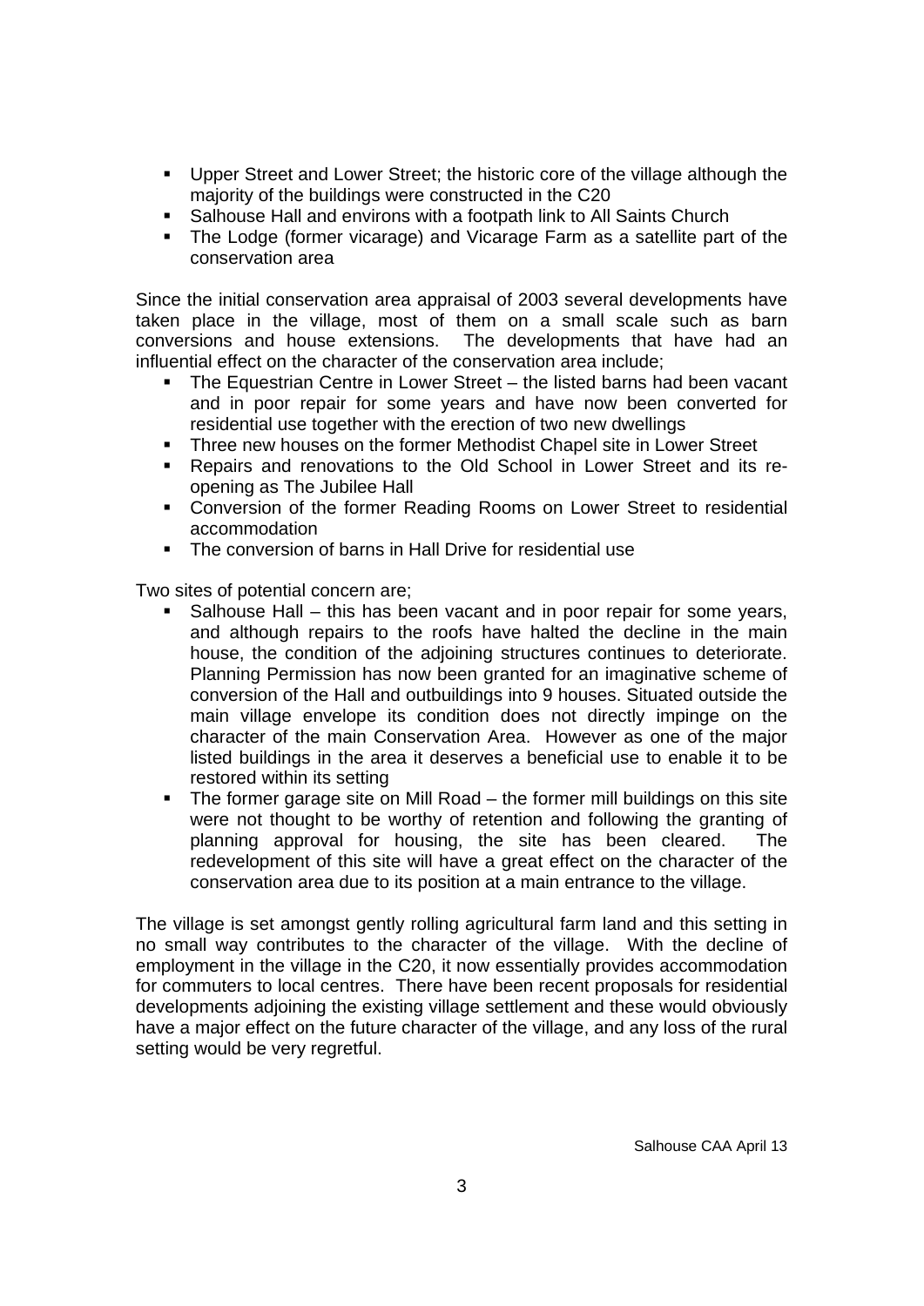- Upper Street and Lower Street; the historic core of the village although the majority of the buildings were constructed in the C20
- Salhouse Hall and environs with a footpath link to All Saints Church
- The Lodge (former vicarage) and Vicarage Farm as a satellite part of the conservation area

Since the initial conservation area appraisal of 2003 several developments have taken place in the village, most of them on a small scale such as barn conversions and house extensions. The developments that have had an influential effect on the character of the conservation area include;

- The Equestrian Centre in Lower Street – the listed barns had been vacant and in poor repair for some years and have now been converted for residential use together with the erection of two new dwellings
- Three new houses on the former Methodist Chapel site in Lower Street
- Repairs and renovations to the Old School in Lower Street and its re-opening as The Jubilee Hall
- Conversion of the former Reading Rooms on Lower Street to residential accommodation
- The conversion of barns in Hall Drive for residential use

Two sites of potential concern are;

- Salhouse Hall – this has been vacant and in poor repair for some years, and although repairs to the roofs have halted the decline in the main house, the condition of the adjoining structures continues to deteriorate. Planning Permission has now been granted for an imaginative scheme of conversion of the Hall and outbuildings into 9 houses. Situated outside the main village envelope its condition does not directly impinge on the character of the main Conservation Area. However as one of the major listed buildings in the area it deserves a beneficial use to enable it to be restored within its setting
- The former garage site on Mill Road – the former mill buildings on this site were not thought to be worthy of retention and following the granting of planning approval for housing, the site has been cleared. The redevelopment of this site will have a great effect on the character of the conservation area due to its position at a main entrance to the village.

The village is set amongst gently rolling agricultural farm land and this setting in no small way contributes to the character of the village. With the decline of employment in the village in the C20, it now essentially provides accommodation for commuters to local centres. There have been recent proposals for residential developments adjoining the existing village settlement and these would obviously have a major effect on the future character of the village, and any loss of the rural setting would be very regretful.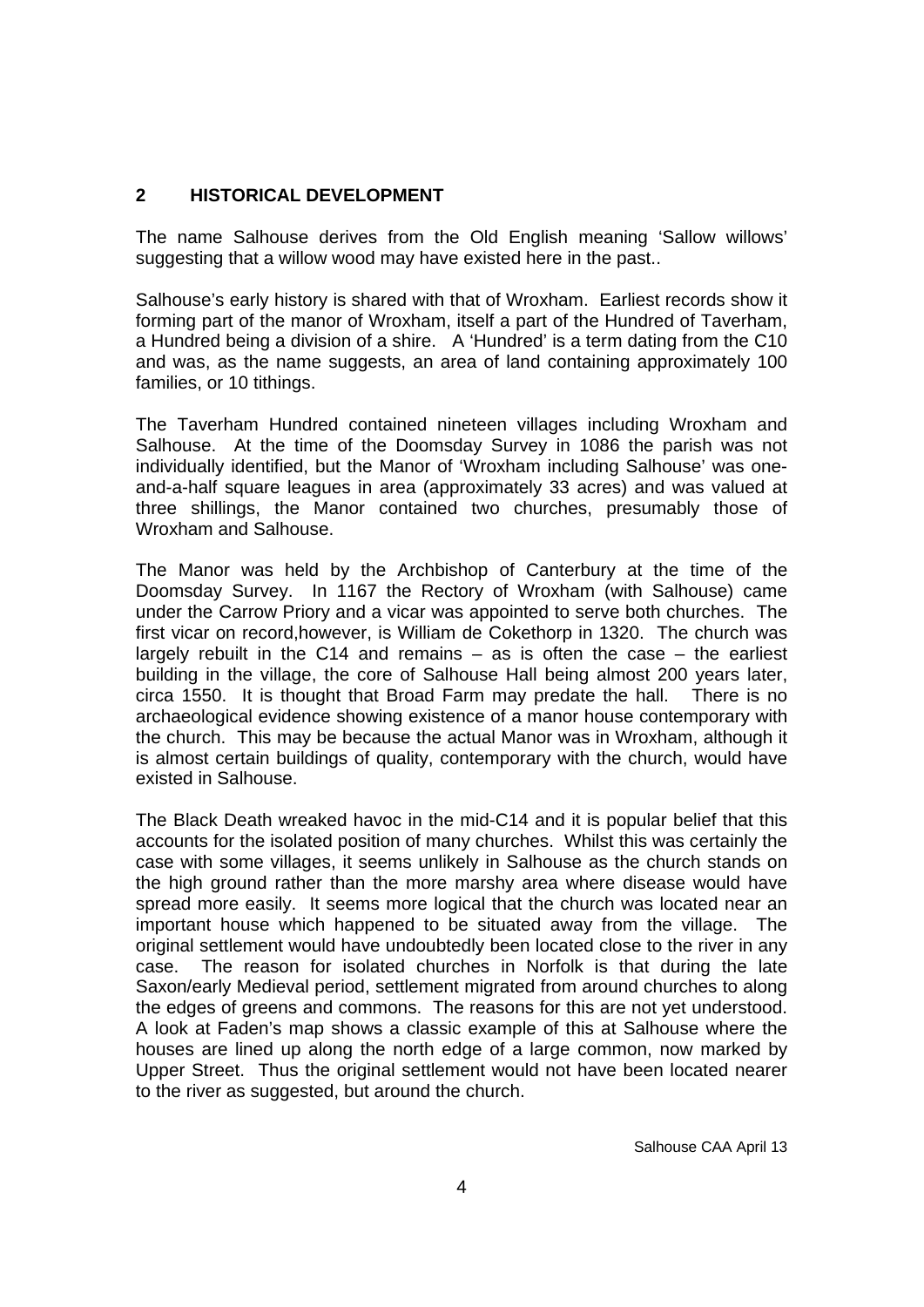## 2 HISTORICAL DEVELOPMENT

The name Salhouse derives from the Old English meaning 'Sallow willows' suggesting that a willow wood may have existed here in the past..

Salhouse's early history is shared with that of Wroxham. Earliest records show it forming part of the manor of Wroxham, itself a part of the Hundred of Taverham, a Hundred being a division of a shire. A 'Hundred' is a term dating from the C10 and was, as the name suggests, an area of land containing approximately 100 families, or 10 tithings.

The Taverham Hundred contained nineteen villages including Wroxham and Salhouse. At the time of the Doomsday Survey in 1086 the parish was not individually identified, but the Manor of 'Wroxham including Salhouse' was one-and-a-half square leagues in area (approximately 33 acres) and was valued at three shillings, the Manor contained two churches, presumably those of Wroxham and Salhouse.

The Manor was held by the Archbishop of Canterbury at the time of the Doomsday Survey. In 1167 the Rectory of Wroxham (with Salhouse) came under the Carrow Priory and a vicar was appointed to serve both churches. The first vicar on record,however, is William de Cokethorp in 1320. The church was largely rebuilt in the C14 and remains – as is often the case – the earliest building in the village, the core of Salhouse Hall being almost 200 years later, circa 1550. It is thought that Broad Farm may predate the hall. There is no archaeological evidence showing existence of a manor house contemporary with the church. This may be because the actual Manor was in Wroxham, although it is almost certain buildings of quality, contemporary with the church, would have existed in Salhouse.

The Black Death wreaked havoc in the mid-C14 and it is popular belief that this accounts for the isolated position of many churches. Whilst this was certainly the case with some villages, it seems unlikely in Salhouse as the church stands on the high ground rather than the more marshy area where disease would have spread more easily. It seems more logical that the church was located near an important house which happened to be situated away from the village. The original settlement would have undoubtedly been located close to the river in any case. The reason for isolated churches in Norfolk is that during the late Saxon/early Medieval period, settlement migrated from around churches to along the edges of greens and commons. The reasons for this are not yet understood. A look at Faden's map shows a classic example of this at Salhouse where the houses are lined up along the north edge of a large common, now marked by Upper Street. Thus the original settlement would not have been located nearer to the river as suggested, but around the church.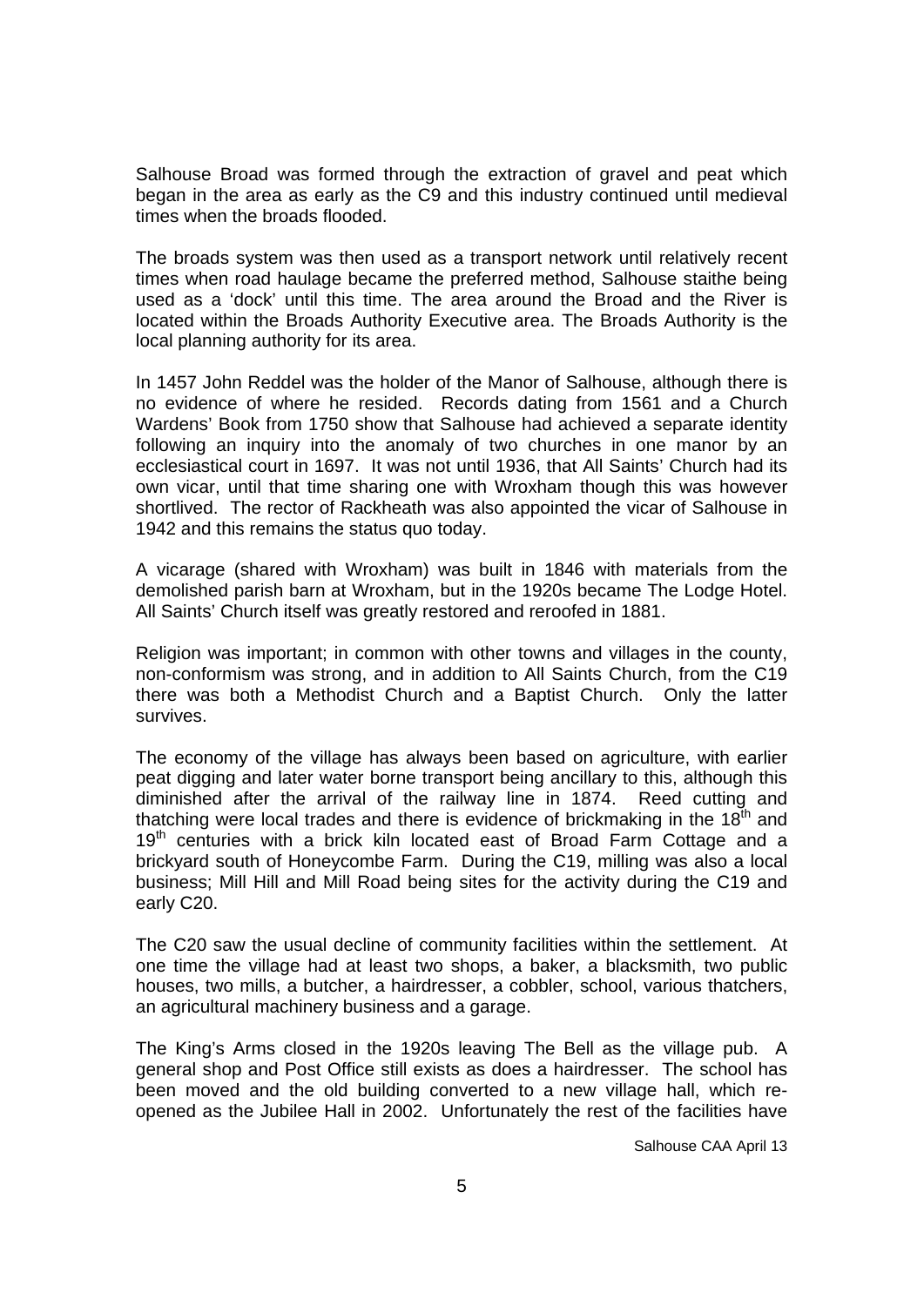Salhouse Broad was formed through the extraction of gravel and peat which began in the area as early as the C9 and this industry continued until medieval times when the broads flooded.

The broads system was then used as a transport network until relatively recent times when road haulage became the preferred method, Salhouse staithe being used as a 'dock' until this time. The area around the Broad and the River is located within the Broads Authority Executive area. The Broads Authority is the local planning authority for its area.

In 1457 John Reddel was the holder of the Manor of Salhouse, although there is no evidence of where he resided. Records dating from 1561 and a Church Wardens' Book from 1750 show that Salhouse had achieved a separate identity following an inquiry into the anomaly of two churches in one manor by an ecclesiastical court in 1697. It was not until 1936, that All Saints' Church had its own vicar, until that time sharing one with Wroxham though this was however shortlived. The rector of Rackheath was also appointed the vicar of Salhouse in 1942 and this remains the status quo today.

A vicarage (shared with Wroxham) was built in 1846 with materials from the demolished parish barn at Wroxham, but in the 1920s became The Lodge Hotel. All Saints' Church itself was greatly restored and reroofed in 1881.

Religion was important; in common with other towns and villages in the county, non-conformism was strong, and in addition to All Saints Church, from the C19 there was both a Methodist Church and a Baptist Church. Only the latter survives.

The economy of the village has always been based on agriculture, with earlier peat digging and later water borne transport being ancillary to this, although this diminished after the arrival of the railway line in 1874. Reed cutting and thatching were local trades and there is evidence of brickmaking in the 18th and 19th centuries with a brick kiln located east of Broad Farm Cottage and a brickyard south of Honeycombe Farm. During the C19, milling was also a local business; Mill Hill and Mill Road being sites for the activity during the C19 and early C20.

The C20 saw the usual decline of community facilities within the settlement. At one time the village had at least two shops, a baker, a blacksmith, two public houses, two mills, a butcher, a hairdresser, a cobbler, school, various thatchers, an agricultural machinery business and a garage.

The King's Arms closed in the 1920s leaving The Bell as the village pub. A general shop and Post Office still exists as does a hairdresser. The school has been moved and the old building converted to a new village hall, which re-opened as the Jubilee Hall in 2002. Unfortunately the rest of the facilities have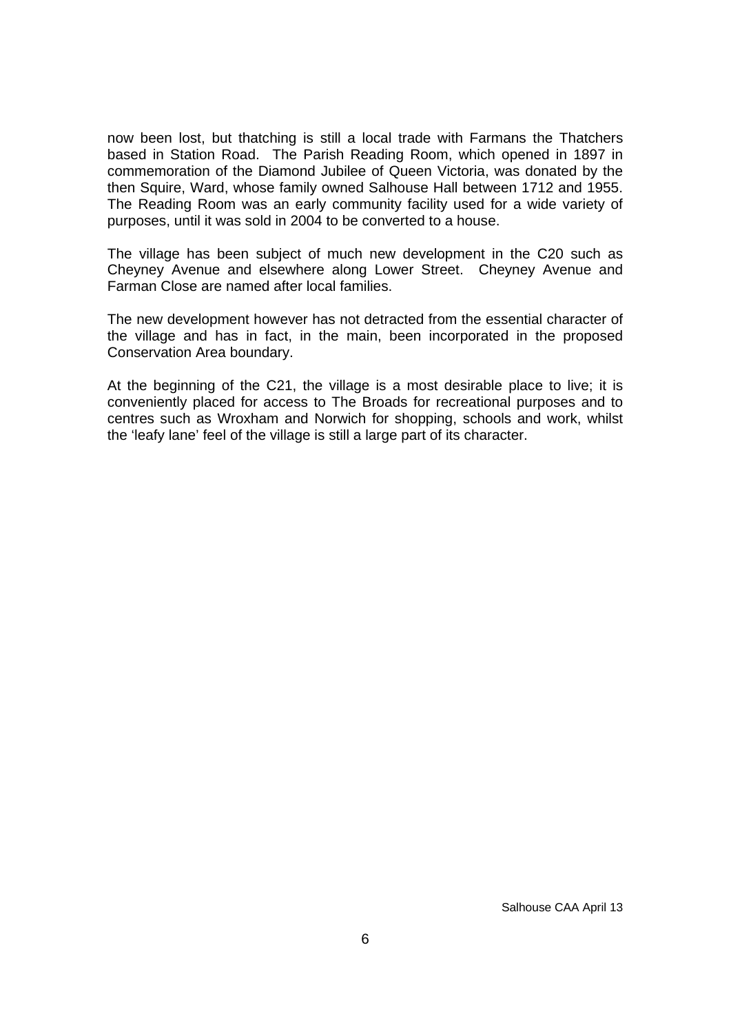now been lost, but thatching is still a local trade with Farmans the Thatchers based in Station Road. The Parish Reading Room, which opened in 1897 in commemoration of the Diamond Jubilee of Queen Victoria, was donated by the then Squire, Ward, whose family owned Salhouse Hall between 1712 and 1955. The Reading Room was an early community facility used for a wide variety of purposes, until it was sold in 2004 to be converted to a house.

The village has been subject of much new development in the C20 such as Cheyney Avenue and elsewhere along Lower Street. Cheyney Avenue and Farman Close are named after local families.

The new development however has not detracted from the essential character of the village and has in fact, in the main, been incorporated in the proposed Conservation Area boundary.

At the beginning of the C21, the village is a most desirable place to live; it is conveniently placed for access to The Broads for recreational purposes and to centres such as Wroxham and Norwich for shopping, schools and work, whilst the 'leafy lane' feel of the village is still a large part of its character.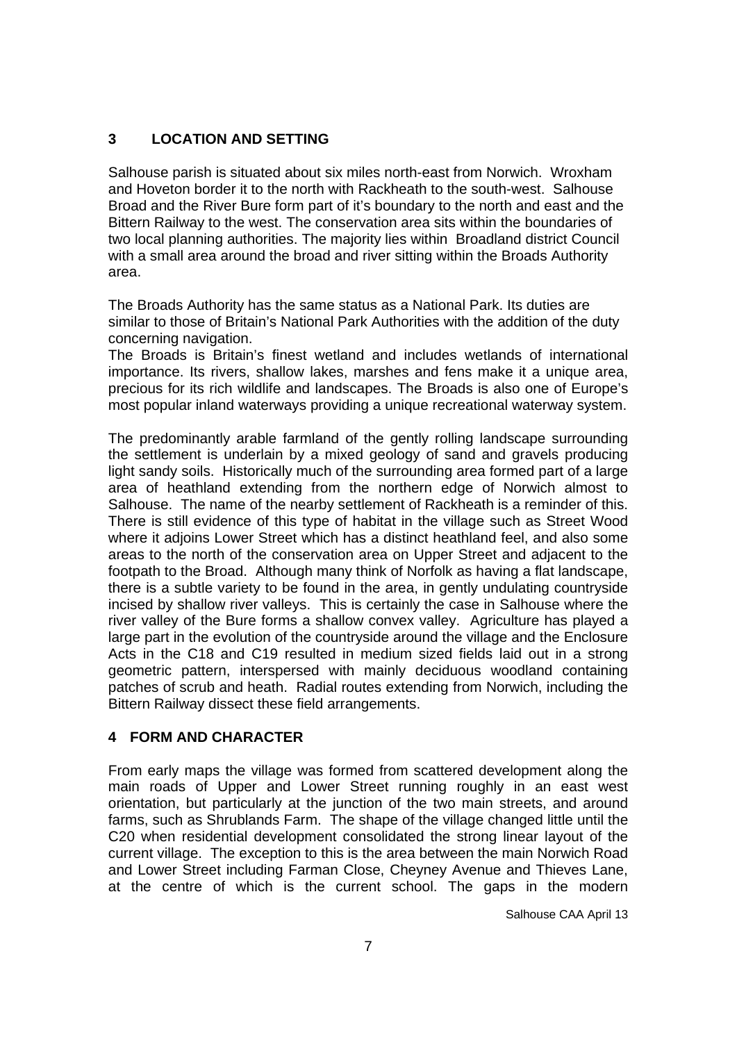## 3 LOCATION AND SETTING

Salhouse parish is situated about six miles north-east from Norwich. Wroxham and Hoveton border it to the north with Rackheath to the south-west. Salhouse Broad and the River Bure form part of it's boundary to the north and east and the Bittern Railway to the west. The conservation area sits within the boundaries of two local planning authorities. The majority lies within Broadland district Council with a small area around the broad and river sitting within the Broads Authority area.

The Broads Authority has the same status as a National Park. Its duties are similar to those of Britain's National Park Authorities with the addition of the duty concerning navigation.

The Broads is Britain's finest wetland and includes wetlands of international importance. Its rivers, shallow lakes, marshes and fens make it a unique area, precious for its rich wildlife and landscapes. The Broads is also one of Europe's most popular inland waterways providing a unique recreational waterway system.

The predominantly arable farmland of the gently rolling landscape surrounding the settlement is underlain by a mixed geology of sand and gravels producing light sandy soils. Historically much of the surrounding area formed part of a large area of heathland extending from the northern edge of Norwich almost to Salhouse. The name of the nearby settlement of Rackheath is a reminder of this. There is still evidence of this type of habitat in the village such as Street Wood where it adjoins Lower Street which has a distinct heathland feel, and also some areas to the north of the conservation area on Upper Street and adjacent to the footpath to the Broad. Although many think of Norfolk as having a flat landscape, there is a subtle variety to be found in the area, in gently undulating countryside incised by shallow river valleys. This is certainly the case in Salhouse where the river valley of the Bure forms a shallow convex valley. Agriculture has played a large part in the evolution of the countryside around the village and the Enclosure Acts in the C18 and C19 resulted in medium sized fields laid out in a strong geometric pattern, interspersed with mainly deciduous woodland containing patches of scrub and heath. Radial routes extending from Norwich, including the Bittern Railway dissect these field arrangements.

## 4 FORM AND CHARACTER

From early maps the village was formed from scattered development along the main roads of Upper and Lower Street running roughly in an east west orientation, but particularly at the junction of the two main streets, and around farms, such as Shrublands Farm. The shape of the village changed little until the C20 when residential development consolidated the strong linear layout of the current village. The exception to this is the area between the main Norwich Road and Lower Street including Farman Close, Cheyney Avenue and Thieves Lane, at the centre of which is the current school. The gaps in the modern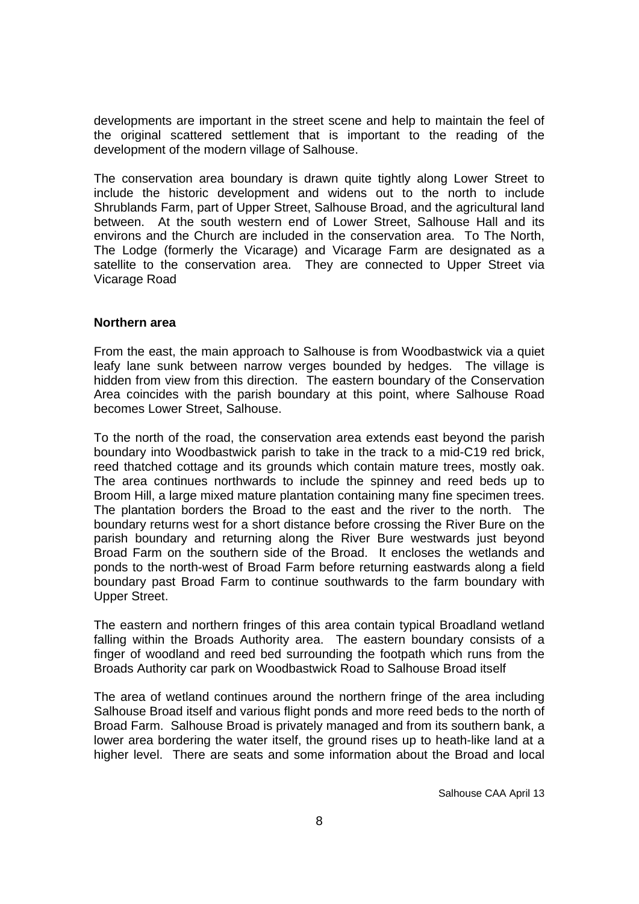developments are important in the street scene and help to maintain the feel of the original scattered settlement that is important to the reading of the development of the modern village of Salhouse.

The conservation area boundary is drawn quite tightly along Lower Street to include the historic development and widens out to the north to include Shrublands Farm, part of Upper Street, Salhouse Broad, and the agricultural land between. At the south western end of Lower Street, Salhouse Hall and its environs and the Church are included in the conservation area. To The North, The Lodge (formerly the Vicarage) and Vicarage Farm are designated as a satellite to the conservation area. They are connected to Upper Street via Vicarage Road

**Northern area**

From the east, the main approach to Salhouse is from Woodbastwick via a quiet leafy lane sunk between narrow verges bounded by hedges. The village is hidden from view from this direction. The eastern boundary of the Conservation Area coincides with the parish boundary at this point, where Salhouse Road becomes Lower Street, Salhouse.

To the north of the road, the conservation area extends east beyond the parish boundary into Woodbastwick parish to take in the track to a mid-C19 red brick, reed thatched cottage and its grounds which contain mature trees, mostly oak. The area continues northwards to include the spinney and reed beds up to Broom Hill, a large mixed mature plantation containing many fine specimen trees. The plantation borders the Broad to the east and the river to the north. The boundary returns west for a short distance before crossing the River Bure on the parish boundary and returning along the River Bure westwards just beyond Broad Farm on the southern side of the Broad. It encloses the wetlands and ponds to the north-west of Broad Farm before returning eastwards along a field boundary past Broad Farm to continue southwards to the farm boundary with Upper Street.

The eastern and northern fringes of this area contain typical Broadland wetland falling within the Broads Authority area. The eastern boundary consists of a finger of woodland and reed bed surrounding the footpath which runs from the Broads Authority car park on Woodbastwick Road to Salhouse Broad itself

The area of wetland continues around the northern fringe of the area including Salhouse Broad itself and various flight ponds and more reed beds to the north of Broad Farm. Salhouse Broad is privately managed and from its southern bank, a lower area bordering the water itself, the ground rises up to heath-like land at a higher level. There are seats and some information about the Broad and local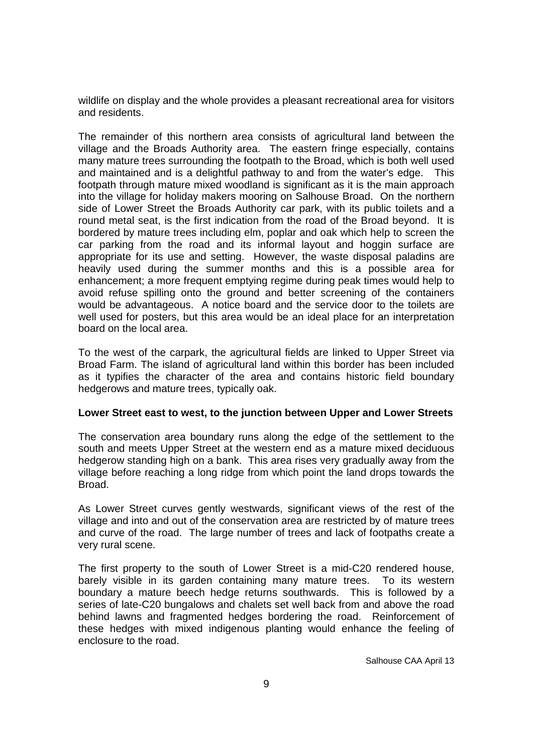wildlife on display and the whole provides a pleasant recreational area for visitors and residents.

The remainder of this northern area consists of agricultural land between the village and the Broads Authority area. The eastern fringe especially, contains many mature trees surrounding the footpath to the Broad, which is both well used and maintained and is a delightful pathway to and from the water's edge. This footpath through mature mixed woodland is significant as it is the main approach into the village for holiday makers mooring on Salhouse Broad. On the northern side of Lower Street the Broads Authority car park, with its public toilets and a round metal seat, is the first indication from the road of the Broad beyond. It is bordered by mature trees including elm, poplar and oak which help to screen the car parking from the road and its informal layout and hoggin surface are appropriate for its use and setting. However, the waste disposal paladins are heavily used during the summer months and this is a possible area for enhancement; a more frequent emptying regime during peak times would help to avoid refuse spilling onto the ground and better screening of the containers would be advantageous. A notice board and the service door to the toilets are well used for posters, but this area would be an ideal place for an interpretation board on the local area.

To the west of the carpark, the agricultural fields are linked to Upper Street via Broad Farm. The island of agricultural land within this border has been included as it typifies the character of the area and contains historic field boundary hedgerows and mature trees, typically oak.

**Lower Street east to west, to the junction between Upper and Lower Streets**

The conservation area boundary runs along the edge of the settlement to the south and meets Upper Street at the western end as a mature mixed deciduous hedgerow standing high on a bank. This area rises very gradually away from the village before reaching a long ridge from which point the land drops towards the Broad.

As Lower Street curves gently westwards, significant views of the rest of the village and into and out of the conservation area are restricted by of mature trees and curve of the road. The large number of trees and lack of footpaths create a very rural scene.

The first property to the south of Lower Street is a mid-C20 rendered house, barely visible in its garden containing many mature trees. To its western boundary a mature beech hedge returns southwards. This is followed by a series of late-C20 bungalows and chalets set well back from and above the road behind lawns and fragmented hedges bordering the road. Reinforcement of these hedges with mixed indigenous planting would enhance the feeling of enclosure to the road.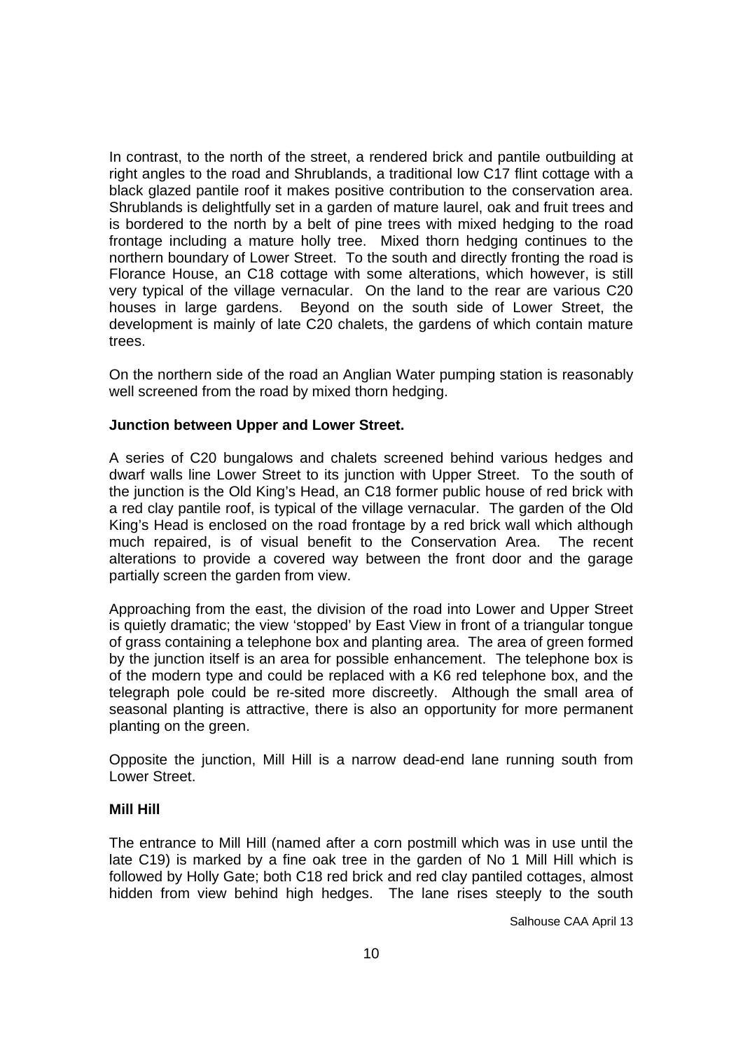In contrast, to the north of the street, a rendered brick and pantile outbuilding at right angles to the road and Shrublands, a traditional low C17 flint cottage with a black glazed pantile roof it makes positive contribution to the conservation area. Shrublands is delightfully set in a garden of mature laurel, oak and fruit trees and is bordered to the north by a belt of pine trees with mixed hedging to the road frontage including a mature holly tree. Mixed thorn hedging continues to the northern boundary of Lower Street. To the south and directly fronting the road is Florance House, an C18 cottage with some alterations, which however, is still very typical of the village vernacular. On the land to the rear are various C20 houses in large gardens. Beyond on the south side of Lower Street, the development is mainly of late C20 chalets, the gardens of which contain mature trees.

On the northern side of the road an Anglian Water pumping station is reasonably well screened from the road by mixed thorn hedging.

**Junction between Upper and Lower Street.**

A series of C20 bungalows and chalets screened behind various hedges and dwarf walls line Lower Street to its junction with Upper Street. To the south of the junction is the Old King's Head, an C18 former public house of red brick with a red clay pantile roof, is typical of the village vernacular. The garden of the Old King's Head is enclosed on the road frontage by a red brick wall which although much repaired, is of visual benefit to the Conservation Area. The recent alterations to provide a covered way between the front door and the garage partially screen the garden from view.

Approaching from the east, the division of the road into Lower and Upper Street is quietly dramatic; the view 'stopped' by East View in front of a triangular tongue of grass containing a telephone box and planting area. The area of green formed by the junction itself is an area for possible enhancement. The telephone box is of the modern type and could be replaced with a K6 red telephone box, and the telegraph pole could be re-sited more discreetly. Although the small area of seasonal planting is attractive, there is also an opportunity for more permanent planting on the green.

Opposite the junction, Mill Hill is a narrow dead-end lane running south from Lower Street.

**Mill Hill**

The entrance to Mill Hill (named after a corn postmill which was in use until the late C19) is marked by a fine oak tree in the garden of No 1 Mill Hill which is followed by Holly Gate; both C18 red brick and red clay pantiled cottages, almost hidden from view behind high hedges. The lane rises steeply to the south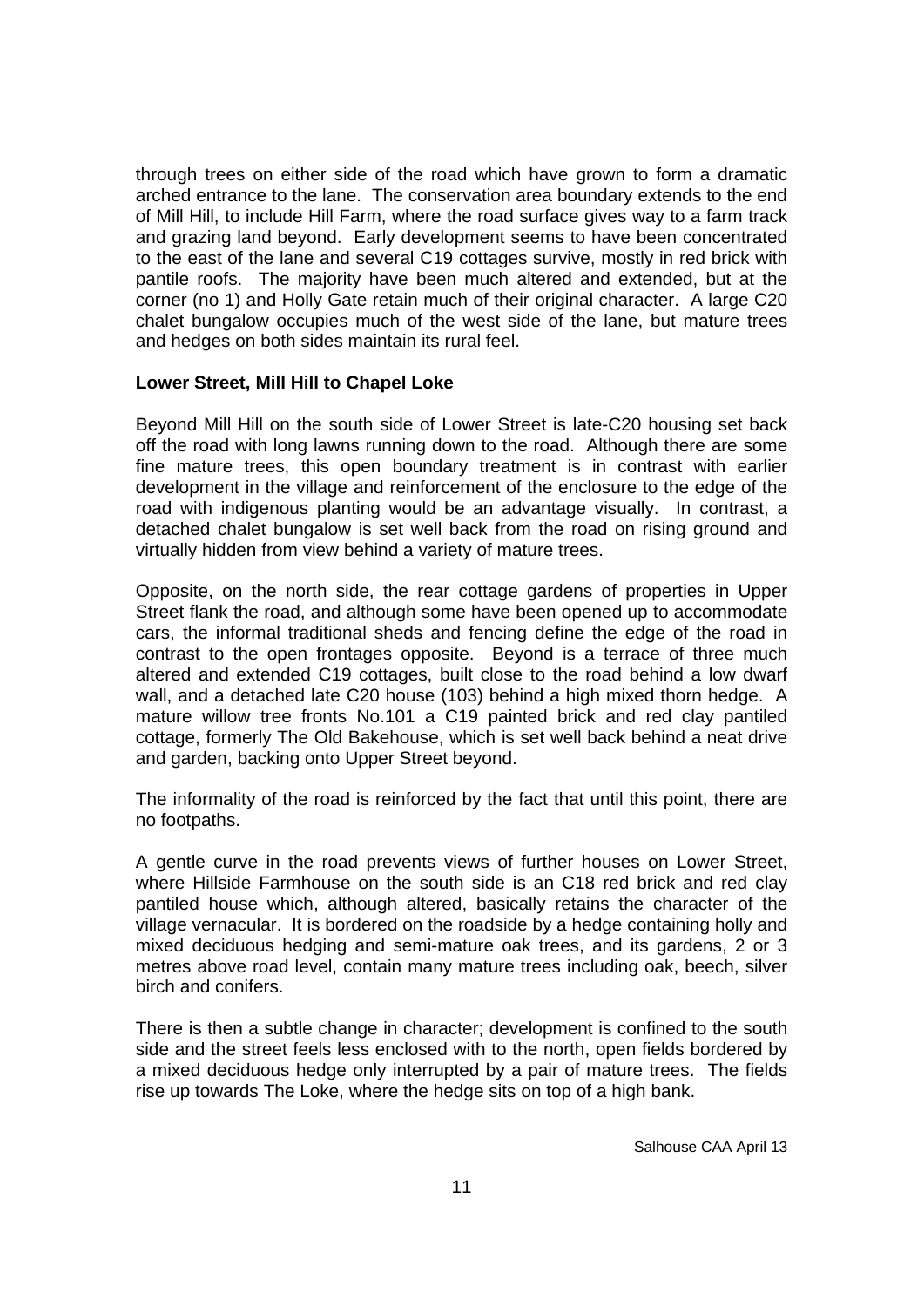through trees on either side of the road which have grown to form a dramatic arched entrance to the lane. The conservation area boundary extends to the end of Mill Hill, to include Hill Farm, where the road surface gives way to a farm track and grazing land beyond. Early development seems to have been concentrated to the east of the lane and several C19 cottages survive, mostly in red brick with pantile roofs. The majority have been much altered and extended, but at the corner (no 1) and Holly Gate retain much of their original character. A large C20 chalet bungalow occupies much of the west side of the lane, but mature trees and hedges on both sides maintain its rural feel.

**Lower Street, Mill Hill to Chapel Loke**

Beyond Mill Hill on the south side of Lower Street is late-C20 housing set back off the road with long lawns running down to the road. Although there are some fine mature trees, this open boundary treatment is in contrast with earlier development in the village and reinforcement of the enclosure to the edge of the road with indigenous planting would be an advantage visually. In contrast, a detached chalet bungalow is set well back from the road on rising ground and virtually hidden from view behind a variety of mature trees.

Opposite, on the north side, the rear cottage gardens of properties in Upper Street flank the road, and although some have been opened up to accommodate cars, the informal traditional sheds and fencing define the edge of the road in contrast to the open frontages opposite. Beyond is a terrace of three much altered and extended C19 cottages, built close to the road behind a low dwarf wall, and a detached late C20 house (103) behind a high mixed thorn hedge. A mature willow tree fronts No.101 a C19 painted brick and red clay pantiled cottage, formerly The Old Bakehouse, which is set well back behind a neat drive and garden, backing onto Upper Street beyond.

The informality of the road is reinforced by the fact that until this point, there are no footpaths.

A gentle curve in the road prevents views of further houses on Lower Street, where Hillside Farmhouse on the south side is an C18 red brick and red clay pantiled house which, although altered, basically retains the character of the village vernacular. It is bordered on the roadside by a hedge containing holly and mixed deciduous hedging and semi-mature oak trees, and its gardens, 2 or 3 metres above road level, contain many mature trees including oak, beech, silver birch and conifers.

There is then a subtle change in character; development is confined to the south side and the street feels less enclosed with to the north, open fields bordered by a mixed deciduous hedge only interrupted by a pair of mature trees. The fields rise up towards The Loke, where the hedge sits on top of a high bank.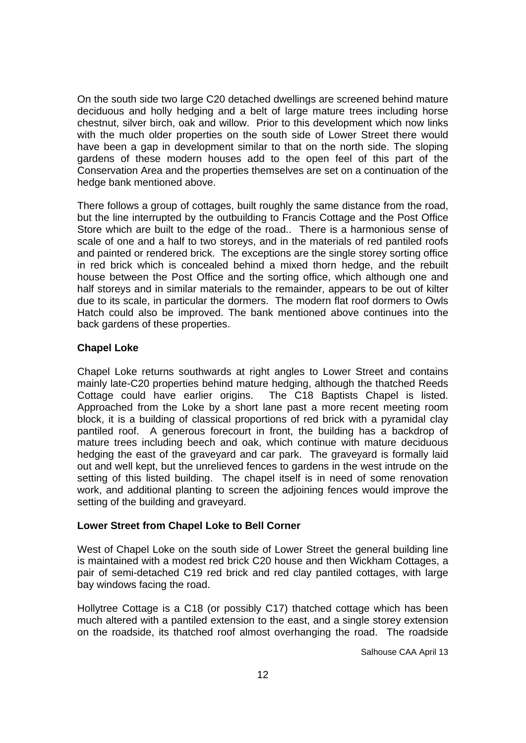On the south side two large C20 detached dwellings are screened behind mature deciduous and holly hedging and a belt of large mature trees including horse chestnut, silver birch, oak and willow. Prior to this development which now links with the much older properties on the south side of Lower Street there would have been a gap in development similar to that on the north side. The sloping gardens of these modern houses add to the open feel of this part of the Conservation Area and the properties themselves are set on a continuation of the hedge bank mentioned above.

There follows a group of cottages, built roughly the same distance from the road, but the line interrupted by the outbuilding to Francis Cottage and the Post Office Store which are built to the edge of the road.. There is a harmonious sense of scale of one and a half to two storeys, and in the materials of red pantiled roofs and painted or rendered brick. The exceptions are the single storey sorting office in red brick which is concealed behind a mixed thorn hedge, and the rebuilt house between the Post Office and the sorting office, which although one and half storeys and in similar materials to the remainder, appears to be out of kilter due to its scale, in particular the dormers. The modern flat roof dormers to Owls Hatch could also be improved. The bank mentioned above continues into the back gardens of these properties.

**Chapel Loke**

Chapel Loke returns southwards at right angles to Lower Street and contains mainly late-C20 properties behind mature hedging, although the thatched Reeds Cottage could have earlier origins. The C18 Baptists Chapel is listed. Approached from the Loke by a short lane past a more recent meeting room block, it is a building of classical proportions of red brick with a pyramidal clay pantiled roof. A generous forecourt in front, the building has a backdrop of mature trees including beech and oak, which continue with mature deciduous hedging the east of the graveyard and car park. The graveyard is formally laid out and well kept, but the unrelieved fences to gardens in the west intrude on the setting of this listed building. The chapel itself is in need of some renovation work, and additional planting to screen the adjoining fences would improve the setting of the building and graveyard.

**Lower Street from Chapel Loke to Bell Corner**

West of Chapel Loke on the south side of Lower Street the general building line is maintained with a modest red brick C20 house and then Wickham Cottages, a pair of semi-detached C19 red brick and red clay pantiled cottages, with large bay windows facing the road.

Hollytree Cottage is a C18 (or possibly C17) thatched cottage which has been much altered with a pantiled extension to the east, and a single storey extension on the roadside, its thatched roof almost overhanging the road. The roadside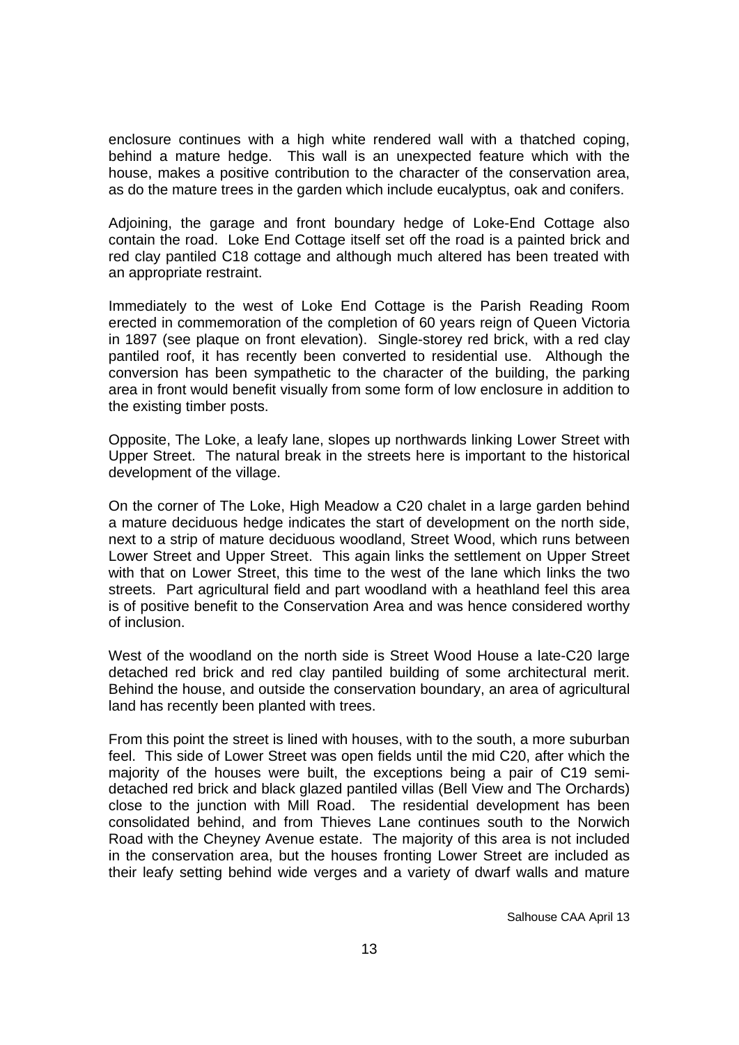enclosure continues with a high white rendered wall with a thatched coping, behind a mature hedge. This wall is an unexpected feature which with the house, makes a positive contribution to the character of the conservation area, as do the mature trees in the garden which include eucalyptus, oak and conifers.

Adjoining, the garage and front boundary hedge of Loke-End Cottage also contain the road. Loke End Cottage itself set off the road is a painted brick and red clay pantiled C18 cottage and although much altered has been treated with an appropriate restraint.

Immediately to the west of Loke End Cottage is the Parish Reading Room erected in commemoration of the completion of 60 years reign of Queen Victoria in 1897 (see plaque on front elevation). Single-storey red brick, with a red clay pantiled roof, it has recently been converted to residential use. Although the conversion has been sympathetic to the character of the building, the parking area in front would benefit visually from some form of low enclosure in addition to the existing timber posts.

Opposite, The Loke, a leafy lane, slopes up northwards linking Lower Street with Upper Street. The natural break in the streets here is important to the historical development of the village.

On the corner of The Loke, High Meadow a C20 chalet in a large garden behind a mature deciduous hedge indicates the start of development on the north side, next to a strip of mature deciduous woodland, Street Wood, which runs between Lower Street and Upper Street. This again links the settlement on Upper Street with that on Lower Street, this time to the west of the lane which links the two streets. Part agricultural field and part woodland with a heathland feel this area is of positive benefit to the Conservation Area and was hence considered worthy of inclusion.

West of the woodland on the north side is Street Wood House a late-C20 large detached red brick and red clay pantiled building of some architectural merit. Behind the house, and outside the conservation boundary, an area of agricultural land has recently been planted with trees.

From this point the street is lined with houses, with to the south, a more suburban feel. This side of Lower Street was open fields until the mid C20, after which the majority of the houses were built, the exceptions being a pair of C19 semi-detached red brick and black glazed pantiled villas (Bell View and The Orchards) close to the junction with Mill Road. The residential development has been consolidated behind, and from Thieves Lane continues south to the Norwich Road with the Cheyney Avenue estate. The majority of this area is not included in the conservation area, but the houses fronting Lower Street are included as their leafy setting behind wide verges and a variety of dwarf walls and mature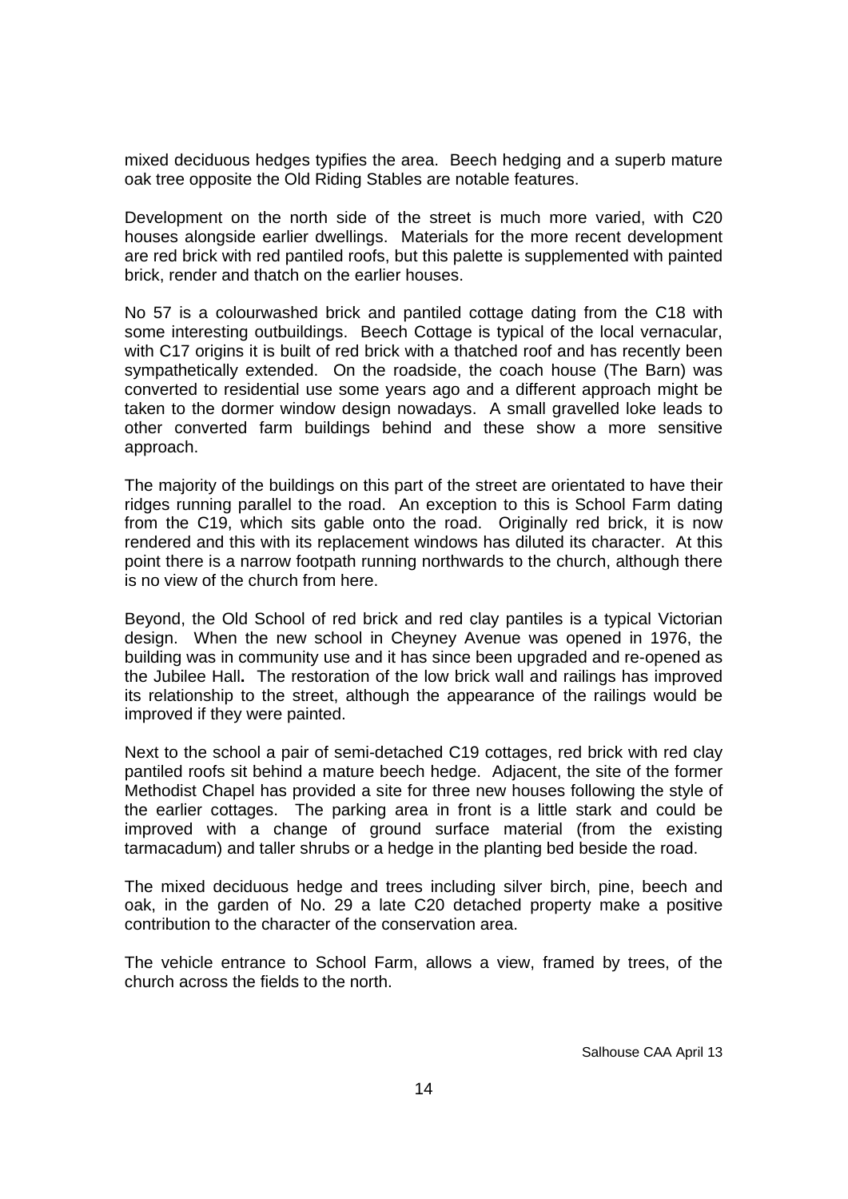mixed deciduous hedges typifies the area. Beech hedging and a superb mature oak tree opposite the Old Riding Stables are notable features.

Development on the north side of the street is much more varied, with C20 houses alongside earlier dwellings. Materials for the more recent development are red brick with red pantiled roofs, but this palette is supplemented with painted brick, render and thatch on the earlier houses.

No 57 is a colourwashed brick and pantiled cottage dating from the C18 with some interesting outbuildings. Beech Cottage is typical of the local vernacular, with C17 origins it is built of red brick with a thatched roof and has recently been sympathetically extended. On the roadside, the coach house (The Barn) was converted to residential use some years ago and a different approach might be taken to the dormer window design nowadays. A small gravelled loke leads to other converted farm buildings behind and these show a more sensitive approach.

The majority of the buildings on this part of the street are orientated to have their ridges running parallel to the road. An exception to this is School Farm dating from the C19, which sits gable onto the road. Originally red brick, it is now rendered and this with its replacement windows has diluted its character. At this point there is a narrow footpath running northwards to the church, although there is no view of the church from here.

Beyond, the Old School of red brick and red clay pantiles is a typical Victorian design. When the new school in Cheyney Avenue was opened in 1976, the building was in community use and it has since been upgraded and re-opened as the Jubilee Hall**.** The restoration of the low brick wall and railings has improved its relationship to the street, although the appearance of the railings would be improved if they were painted.

Next to the school a pair of semi-detached C19 cottages, red brick with red clay pantiled roofs sit behind a mature beech hedge. Adjacent, the site of the former Methodist Chapel has provided a site for three new houses following the style of the earlier cottages. The parking area in front is a little stark and could be improved with a change of ground surface material (from the existing tarmacadum) and taller shrubs or a hedge in the planting bed beside the road.

The mixed deciduous hedge and trees including silver birch, pine, beech and oak, in the garden of No. 29 a late C20 detached property make a positive contribution to the character of the conservation area.

The vehicle entrance to School Farm, allows a view, framed by trees, of the church across the fields to the north.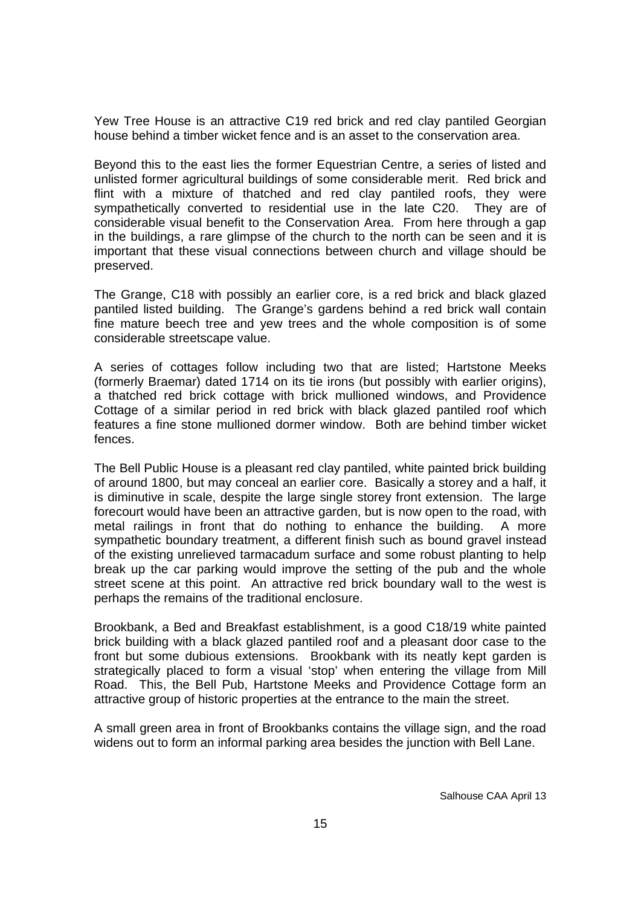Yew Tree House is an attractive C19 red brick and red clay pantiled Georgian house behind a timber wicket fence and is an asset to the conservation area.

Beyond this to the east lies the former Equestrian Centre, a series of listed and unlisted former agricultural buildings of some considerable merit. Red brick and flint with a mixture of thatched and red clay pantiled roofs, they were sympathetically converted to residential use in the late C20. They are of considerable visual benefit to the Conservation Area. From here through a gap in the buildings, a rare glimpse of the church to the north can be seen and it is important that these visual connections between church and village should be preserved.

The Grange, C18 with possibly an earlier core, is a red brick and black glazed pantiled listed building. The Grange's gardens behind a red brick wall contain fine mature beech tree and yew trees and the whole composition is of some considerable streetscape value.

A series of cottages follow including two that are listed; Hartstone Meeks (formerly Braemar) dated 1714 on its tie irons (but possibly with earlier origins), a thatched red brick cottage with brick mullioned windows, and Providence Cottage of a similar period in red brick with black glazed pantiled roof which features a fine stone mullioned dormer window. Both are behind timber wicket fences.

The Bell Public House is a pleasant red clay pantiled, white painted brick building of around 1800, but may conceal an earlier core. Basically a storey and a half, it is diminutive in scale, despite the large single storey front extension. The large forecourt would have been an attractive garden, but is now open to the road, with metal railings in front that do nothing to enhance the building. A more sympathetic boundary treatment, a different finish such as bound gravel instead of the existing unrelieved tarmacadum surface and some robust planting to help break up the car parking would improve the setting of the pub and the whole street scene at this point. An attractive red brick boundary wall to the west is perhaps the remains of the traditional enclosure.

Brookbank, a Bed and Breakfast establishment, is a good C18/19 white painted brick building with a black glazed pantiled roof and a pleasant door case to the front but some dubious extensions. Brookbank with its neatly kept garden is strategically placed to form a visual 'stop' when entering the village from Mill Road. This, the Bell Pub, Hartstone Meeks and Providence Cottage form an attractive group of historic properties at the entrance to the main the street.

A small green area in front of Brookbanks contains the village sign, and the road widens out to form an informal parking area besides the junction with Bell Lane.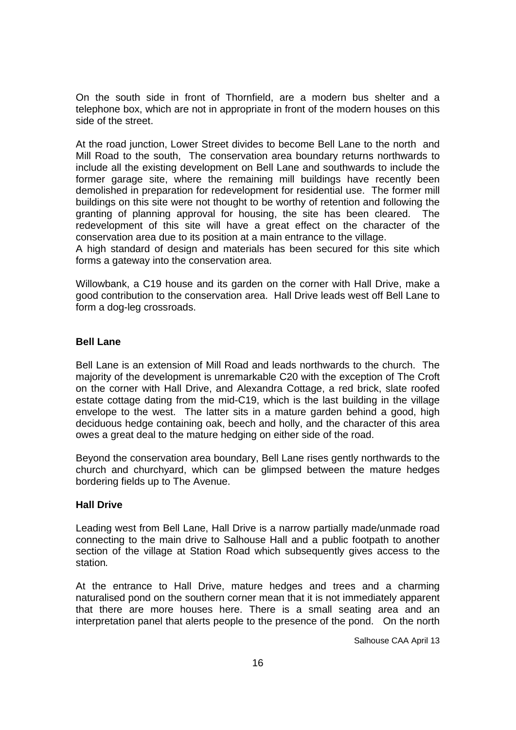On the south side in front of Thornfield, are a modern bus shelter and a telephone box, which are not in appropriate in front of the modern houses on this side of the street.

At the road junction, Lower Street divides to become Bell Lane to the north and Mill Road to the south, The conservation area boundary returns northwards to include all the existing development on Bell Lane and southwards to include the former garage site, where the remaining mill buildings have recently been demolished in preparation for redevelopment for residential use. The former mill buildings on this site were not thought to be worthy of retention and following the granting of planning approval for housing, the site has been cleared. The redevelopment of this site will have a great effect on the character of the conservation area due to its position at a main entrance to the village.
A high standard of design and materials has been secured for this site which forms a gateway into the conservation area.

Willowbank, a C19 house and its garden on the corner with Hall Drive, make a good contribution to the conservation area. Hall Drive leads west off Bell Lane to form a dog-leg crossroads.

**Bell Lane**

Bell Lane is an extension of Mill Road and leads northwards to the church. The majority of the development is unremarkable C20 with the exception of The Croft on the corner with Hall Drive, and Alexandra Cottage, a red brick, slate roofed estate cottage dating from the mid-C19, which is the last building in the village envelope to the west. The latter sits in a mature garden behind a good, high deciduous hedge containing oak, beech and holly, and the character of this area owes a great deal to the mature hedging on either side of the road.

Beyond the conservation area boundary, Bell Lane rises gently northwards to the church and churchyard, which can be glimpsed between the mature hedges bordering fields up to The Avenue.

**Hall Drive**

Leading west from Bell Lane, Hall Drive is a narrow partially made/unmade road connecting to the main drive to Salhouse Hall and a public footpath to another section of the village at Station Road which subsequently gives access to the station*.*

At the entrance to Hall Drive, mature hedges and trees and a charming naturalised pond on the southern corner mean that it is not immediately apparent that there are more houses here. There is a small seating area and an interpretation panel that alerts people to the presence of the pond. On the north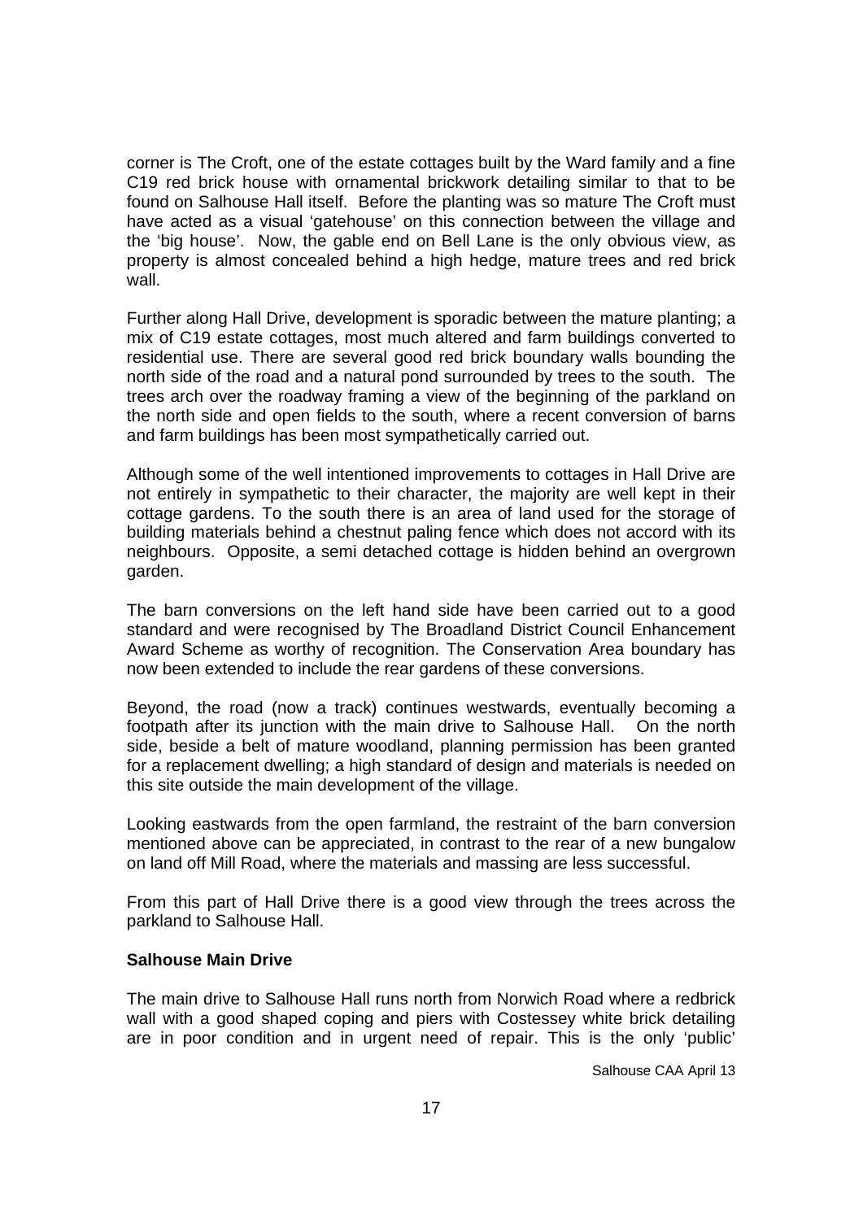corner is The Croft, one of the estate cottages built by the Ward family and a fine C19 red brick house with ornamental brickwork detailing similar to that to be found on Salhouse Hall itself. Before the planting was so mature The Croft must have acted as a visual 'gatehouse' on this connection between the village and the 'big house'. Now, the gable end on Bell Lane is the only obvious view, as property is almost concealed behind a high hedge, mature trees and red brick wall.

Further along Hall Drive, development is sporadic between the mature planting; a mix of C19 estate cottages, most much altered and farm buildings converted to residential use. There are several good red brick boundary walls bounding the north side of the road and a natural pond surrounded by trees to the south. The trees arch over the roadway framing a view of the beginning of the parkland on the north side and open fields to the south, where a recent conversion of barns and farm buildings has been most sympathetically carried out.

Although some of the well intentioned improvements to cottages in Hall Drive are not entirely in sympathetic to their character, the majority are well kept in their cottage gardens. To the south there is an area of land used for the storage of building materials behind a chestnut paling fence which does not accord with its neighbours. Opposite, a semi detached cottage is hidden behind an overgrown garden.

The barn conversions on the left hand side have been carried out to a good standard and were recognised by The Broadland District Council Enhancement Award Scheme as worthy of recognition. The Conservation Area boundary has now been extended to include the rear gardens of these conversions.

Beyond, the road (now a track) continues westwards, eventually becoming a footpath after its junction with the main drive to Salhouse Hall. On the north side, beside a belt of mature woodland, planning permission has been granted for a replacement dwelling; a high standard of design and materials is needed on this site outside the main development of the village.

Looking eastwards from the open farmland, the restraint of the barn conversion mentioned above can be appreciated, in contrast to the rear of a new bungalow on land off Mill Road, where the materials and massing are less successful.

From this part of Hall Drive there is a good view through the trees across the parkland to Salhouse Hall.

**Salhouse Main Drive**

The main drive to Salhouse Hall runs north from Norwich Road where a redbrick wall with a good shaped coping and piers with Costessey white brick detailing are in poor condition and in urgent need of repair. This is the only 'public'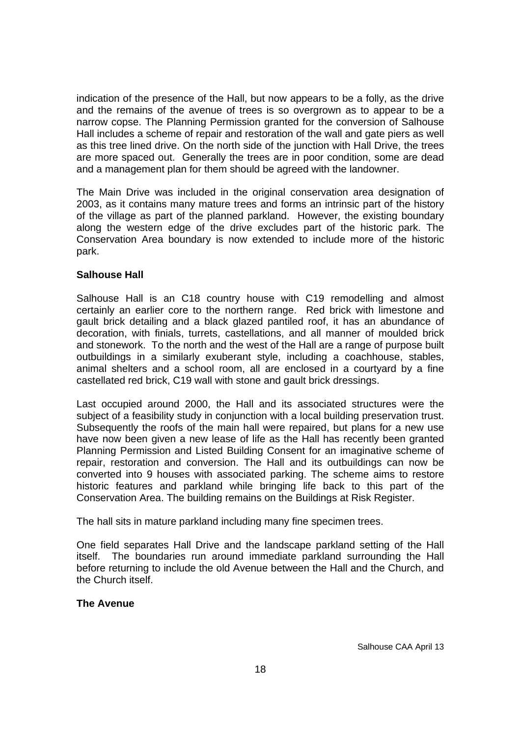indication of the presence of the Hall, but now appears to be a folly, as the drive and the remains of the avenue of trees is so overgrown as to appear to be a narrow copse. The Planning Permission granted for the conversion of Salhouse Hall includes a scheme of repair and restoration of the wall and gate piers as well as this tree lined drive. On the north side of the junction with Hall Drive, the trees are more spaced out. Generally the trees are in poor condition, some are dead and a management plan for them should be agreed with the landowner.

The Main Drive was included in the original conservation area designation of 2003, as it contains many mature trees and forms an intrinsic part of the history of the village as part of the planned parkland. However, the existing boundary along the western edge of the drive excludes part of the historic park. The Conservation Area boundary is now extended to include more of the historic park.

**Salhouse Hall**

Salhouse Hall is an C18 country house with C19 remodelling and almost certainly an earlier core to the northern range. Red brick with limestone and gault brick detailing and a black glazed pantiled roof, it has an abundance of decoration, with finials, turrets, castellations, and all manner of moulded brick and stonework. To the north and the west of the Hall are a range of purpose built outbuildings in a similarly exuberant style, including a coachhouse, stables, animal shelters and a school room, all are enclosed in a courtyard by a fine castellated red brick, C19 wall with stone and gault brick dressings.

Last occupied around 2000, the Hall and its associated structures were the subject of a feasibility study in conjunction with a local building preservation trust. Subsequently the roofs of the main hall were repaired, but plans for a new use have now been given a new lease of life as the Hall has recently been granted Planning Permission and Listed Building Consent for an imaginative scheme of repair, restoration and conversion. The Hall and its outbuildings can now be converted into 9 houses with associated parking. The scheme aims to restore historic features and parkland while bringing life back to this part of the Conservation Area. The building remains on the Buildings at Risk Register.

The hall sits in mature parkland including many fine specimen trees.

One field separates Hall Drive and the landscape parkland setting of the Hall itself. The boundaries run around immediate parkland surrounding the Hall before returning to include the old Avenue between the Hall and the Church, and the Church itself.

**The Avenue**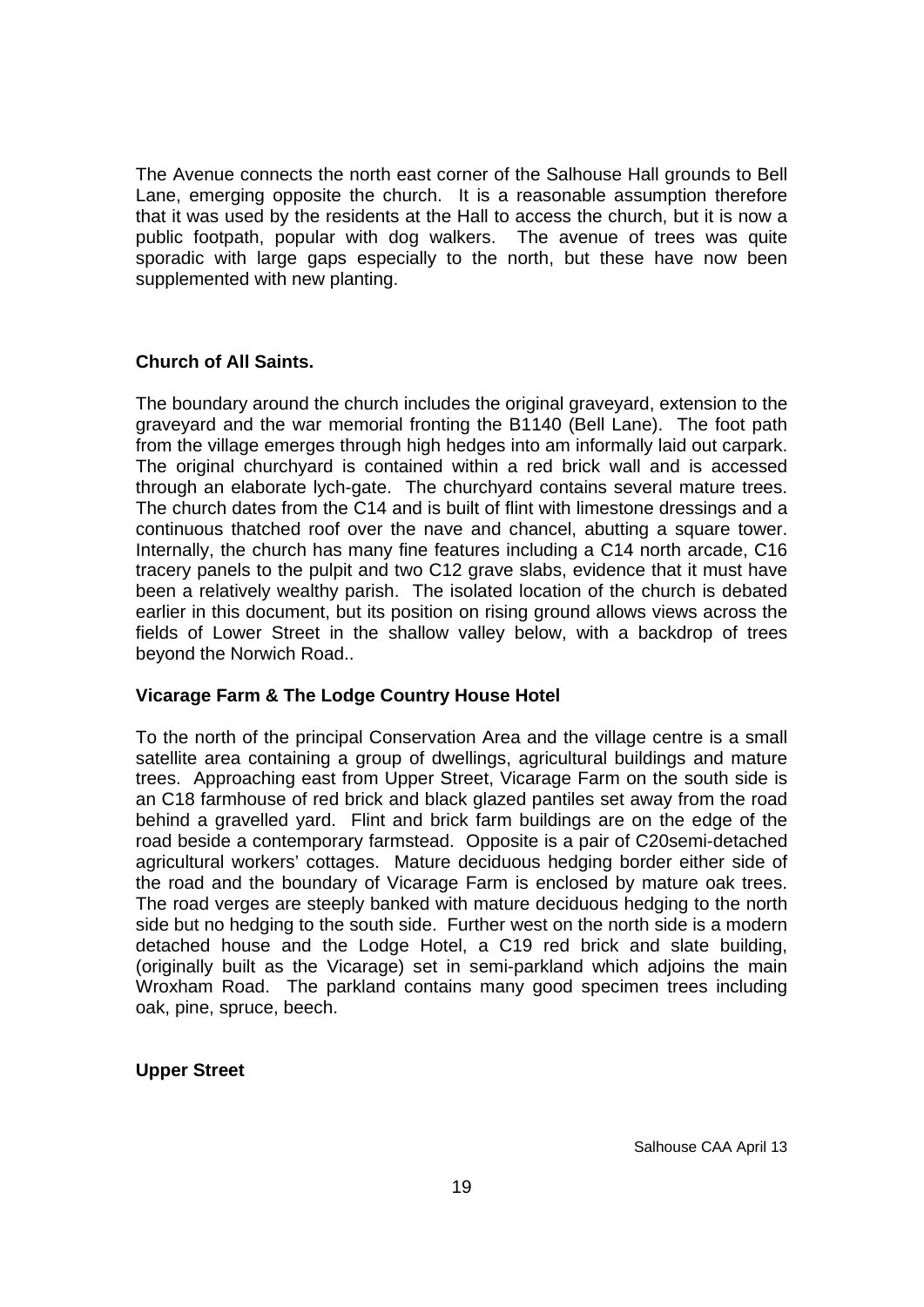The Avenue connects the north east corner of the Salhouse Hall grounds to Bell Lane, emerging opposite the church. It is a reasonable assumption therefore that it was used by the residents at the Hall to access the church, but it is now a public footpath, popular with dog walkers. The avenue of trees was quite sporadic with large gaps especially to the north, but these have now been supplemented with new planting.

**Church of All Saints.**

The boundary around the church includes the original graveyard, extension to the graveyard and the war memorial fronting the B1140 (Bell Lane). The foot path from the village emerges through high hedges into am informally laid out carpark. The original churchyard is contained within a red brick wall and is accessed through an elaborate lych-gate. The churchyard contains several mature trees. The church dates from the C14 and is built of flint with limestone dressings and a continuous thatched roof over the nave and chancel, abutting a square tower. Internally, the church has many fine features including a C14 north arcade, C16 tracery panels to the pulpit and two C12 grave slabs, evidence that it must have been a relatively wealthy parish. The isolated location of the church is debated earlier in this document, but its position on rising ground allows views across the fields of Lower Street in the shallow valley below, with a backdrop of trees beyond the Norwich Road..

**Vicarage Farm & The Lodge Country House Hotel**

To the north of the principal Conservation Area and the village centre is a small satellite area containing a group of dwellings, agricultural buildings and mature trees. Approaching east from Upper Street, Vicarage Farm on the south side is an C18 farmhouse of red brick and black glazed pantiles set away from the road behind a gravelled yard. Flint and brick farm buildings are on the edge of the road beside a contemporary farmstead. Opposite is a pair of C20semi-detached agricultural workers' cottages. Mature deciduous hedging border either side of the road and the boundary of Vicarage Farm is enclosed by mature oak trees. The road verges are steeply banked with mature deciduous hedging to the north side but no hedging to the south side. Further west on the north side is a modern detached house and the Lodge Hotel, a C19 red brick and slate building, (originally built as the Vicarage) set in semi-parkland which adjoins the main Wroxham Road. The parkland contains many good specimen trees including oak, pine, spruce, beech.

**Upper Street**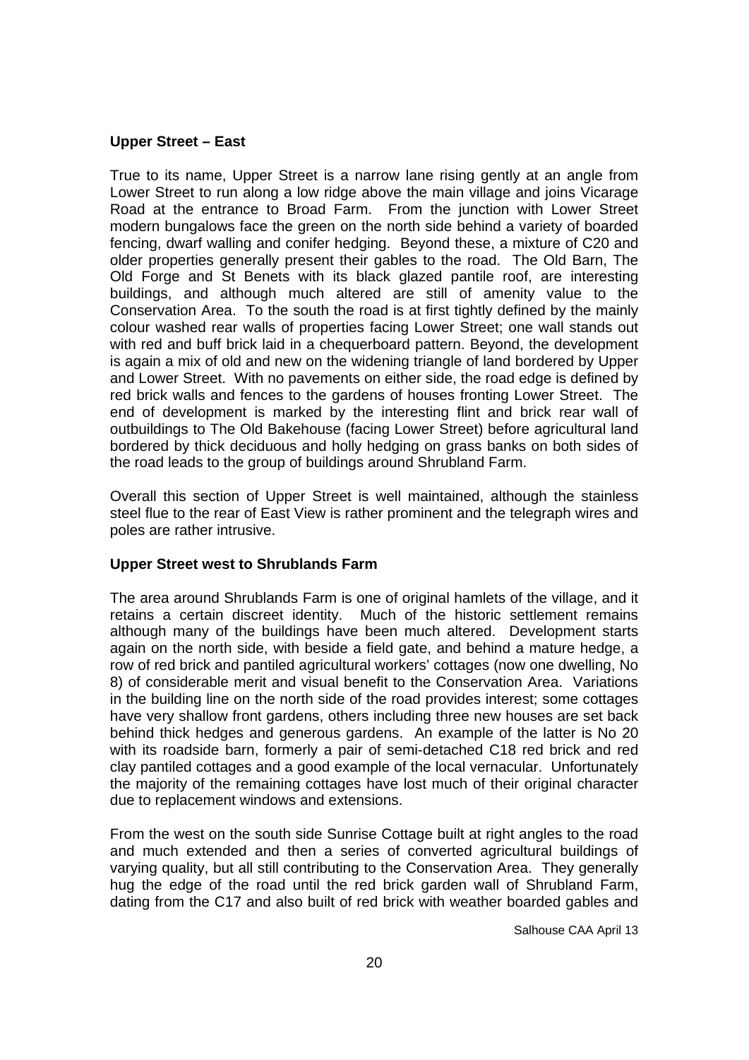**Upper Street – East**

True to its name, Upper Street is a narrow lane rising gently at an angle from Lower Street to run along a low ridge above the main village and joins Vicarage Road at the entrance to Broad Farm. From the junction with Lower Street modern bungalows face the green on the north side behind a variety of boarded fencing, dwarf walling and conifer hedging. Beyond these, a mixture of C20 and older properties generally present their gables to the road. The Old Barn, The Old Forge and St Benets with its black glazed pantile roof, are interesting buildings, and although much altered are still of amenity value to the Conservation Area. To the south the road is at first tightly defined by the mainly colour washed rear walls of properties facing Lower Street; one wall stands out with red and buff brick laid in a chequerboard pattern. Beyond, the development is again a mix of old and new on the widening triangle of land bordered by Upper and Lower Street. With no pavements on either side, the road edge is defined by red brick walls and fences to the gardens of houses fronting Lower Street. The end of development is marked by the interesting flint and brick rear wall of outbuildings to The Old Bakehouse (facing Lower Street) before agricultural land bordered by thick deciduous and holly hedging on grass banks on both sides of the road leads to the group of buildings around Shrubland Farm.

Overall this section of Upper Street is well maintained, although the stainless steel flue to the rear of East View is rather prominent and the telegraph wires and poles are rather intrusive.

**Upper Street west to Shrublands Farm**

The area around Shrublands Farm is one of original hamlets of the village, and it retains a certain discreet identity. Much of the historic settlement remains although many of the buildings have been much altered. Development starts again on the north side, with beside a field gate, and behind a mature hedge, a row of red brick and pantiled agricultural workers' cottages (now one dwelling, No 8) of considerable merit and visual benefit to the Conservation Area. Variations in the building line on the north side of the road provides interest; some cottages have very shallow front gardens, others including three new houses are set back behind thick hedges and generous gardens. An example of the latter is No 20 with its roadside barn, formerly a pair of semi-detached C18 red brick and red clay pantiled cottages and a good example of the local vernacular. Unfortunately the majority of the remaining cottages have lost much of their original character due to replacement windows and extensions.

From the west on the south side Sunrise Cottage built at right angles to the road and much extended and then a series of converted agricultural buildings of varying quality, but all still contributing to the Conservation Area. They generally hug the edge of the road until the red brick garden wall of Shrubland Farm, dating from the C17 and also built of red brick with weather boarded gables and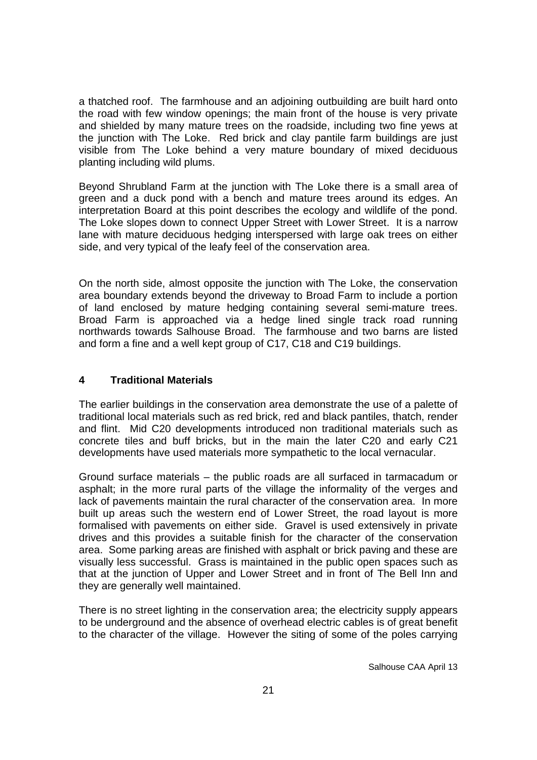a thatched roof. The farmhouse and an adjoining outbuilding are built hard onto the road with few window openings; the main front of the house is very private and shielded by many mature trees on the roadside, including two fine yews at the junction with The Loke. Red brick and clay pantile farm buildings are just visible from The Loke behind a very mature boundary of mixed deciduous planting including wild plums.

Beyond Shrubland Farm at the junction with The Loke there is a small area of green and a duck pond with a bench and mature trees around its edges. An interpretation Board at this point describes the ecology and wildlife of the pond. The Loke slopes down to connect Upper Street with Lower Street. It is a narrow lane with mature deciduous hedging interspersed with large oak trees on either side, and very typical of the leafy feel of the conservation area.

On the north side, almost opposite the junction with The Loke, the conservation area boundary extends beyond the driveway to Broad Farm to include a portion of land enclosed by mature hedging containing several semi-mature trees. Broad Farm is approached via a hedge lined single track road running northwards towards Salhouse Broad. The farmhouse and two barns are listed and form a fine and a well kept group of C17, C18 and C19 buildings.

## 4 Traditional Materials

The earlier buildings in the conservation area demonstrate the use of a palette of traditional local materials such as red brick, red and black pantiles, thatch, render and flint. Mid C20 developments introduced non traditional materials such as concrete tiles and buff bricks, but in the main the later C20 and early C21 developments have used materials more sympathetic to the local vernacular.

Ground surface materials – the public roads are all surfaced in tarmacadum or asphalt; in the more rural parts of the village the informality of the verges and lack of pavements maintain the rural character of the conservation area. In more built up areas such the western end of Lower Street, the road layout is more formalised with pavements on either side. Gravel is used extensively in private drives and this provides a suitable finish for the character of the conservation area. Some parking areas are finished with asphalt or brick paving and these are visually less successful. Grass is maintained in the public open spaces such as that at the junction of Upper and Lower Street and in front of The Bell Inn and they are generally well maintained.

There is no street lighting in the conservation area; the electricity supply appears to be underground and the absence of overhead electric cables is of great benefit to the character of the village. However the siting of some of the poles carrying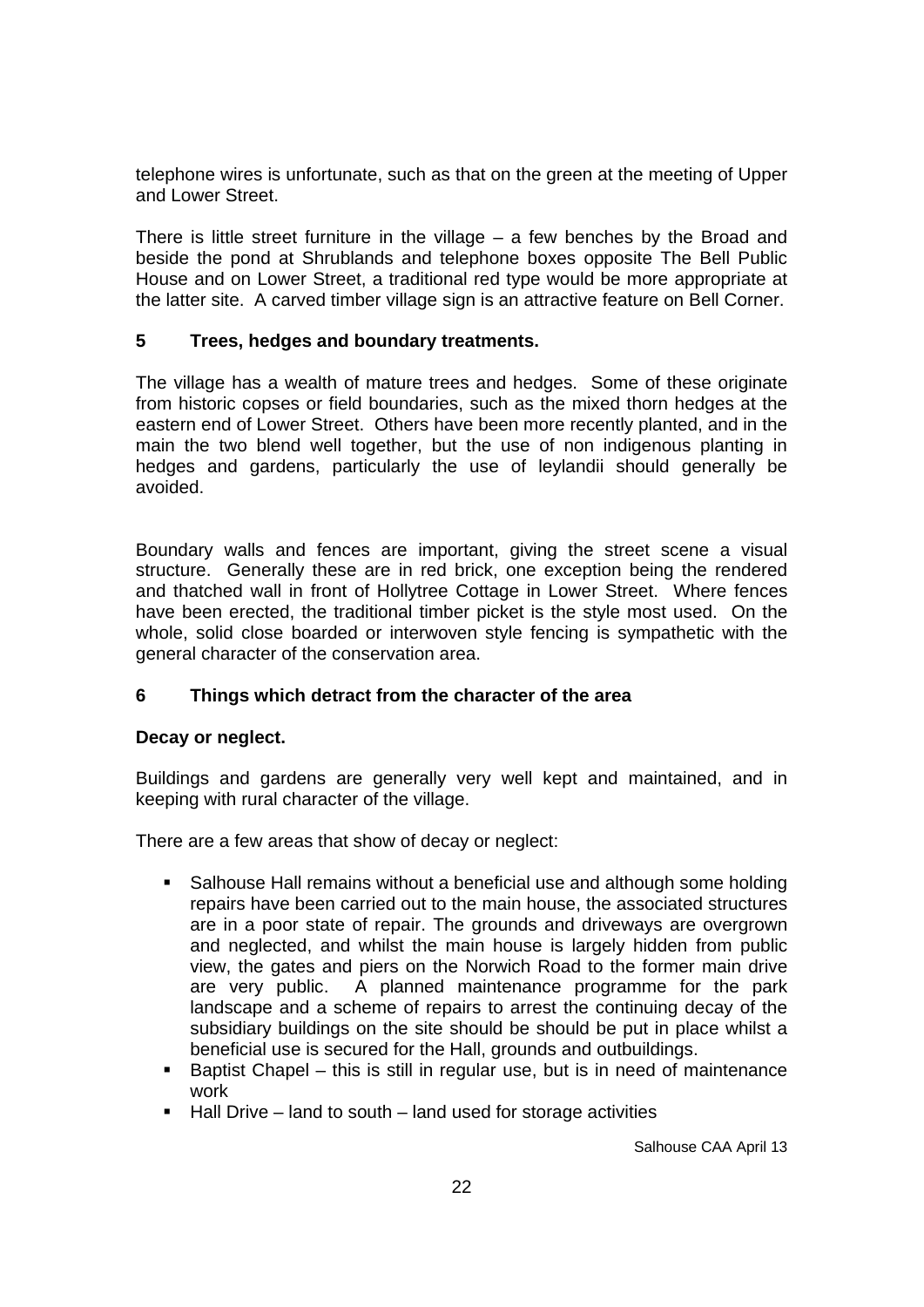telephone wires is unfortunate, such as that on the green at the meeting of Upper and Lower Street.

There is little street furniture in the village – a few benches by the Broad and beside the pond at Shrublands and telephone boxes opposite The Bell Public House and on Lower Street, a traditional red type would be more appropriate at the latter site. A carved timber village sign is an attractive feature on Bell Corner.

## 5 Trees, hedges and boundary treatments.

The village has a wealth of mature trees and hedges. Some of these originate from historic copses or field boundaries, such as the mixed thorn hedges at the eastern end of Lower Street. Others have been more recently planted, and in the main the two blend well together, but the use of non indigenous planting in hedges and gardens, particularly the use of leylandii should generally be avoided.

Boundary walls and fences are important, giving the street scene a visual structure. Generally these are in red brick, one exception being the rendered and thatched wall in front of Hollytree Cottage in Lower Street. Where fences have been erected, the traditional timber picket is the style most used. On the whole, solid close boarded or interwoven style fencing is sympathetic with the general character of the conservation area.

## 6 Things which detract from the character of the area

### Decay or neglect.

Buildings and gardens are generally very well kept and maintained, and in keeping with rural character of the village.

There are a few areas that show of decay or neglect:

- Salhouse Hall remains without a beneficial use and although some holding repairs have been carried out to the main house, the associated structures are in a poor state of repair. The grounds and driveways are overgrown and neglected, and whilst the main house is largely hidden from public view, the gates and piers on the Norwich Road to the former main drive are very public. A planned maintenance programme for the park landscape and a scheme of repairs to arrest the continuing decay of the subsidiary buildings on the site should be should be put in place whilst a beneficial use is secured for the Hall, grounds and outbuildings.
- Baptist Chapel – this is still in regular use, but is in need of maintenance work
- Hall Drive – land to south – land used for storage activities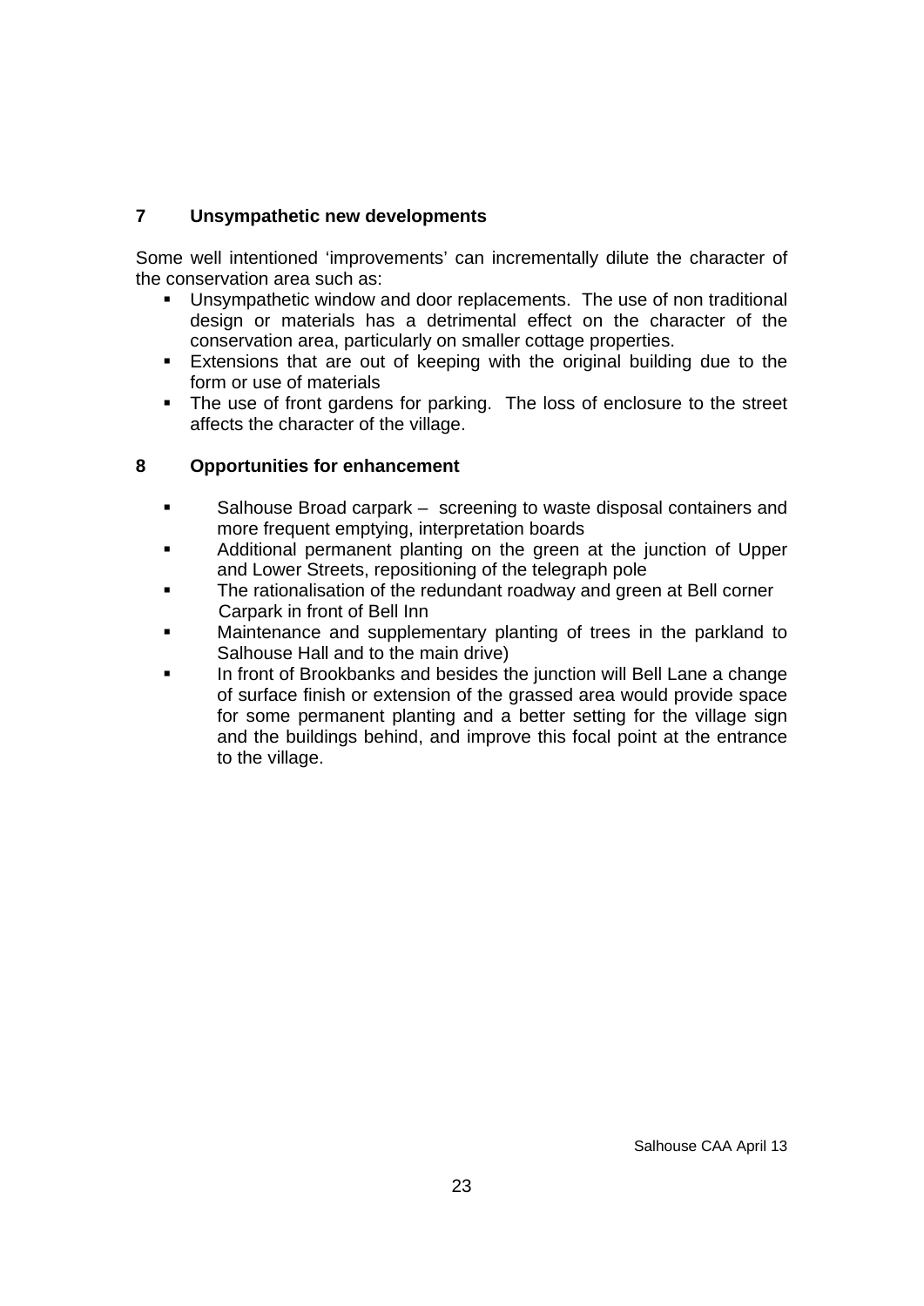## 7 Unsympathetic new developments

Some well intentioned 'improvements' can incrementally dilute the character of the conservation area such as:

- Unsympathetic window and door replacements. The use of non traditional design or materials has a detrimental effect on the character of the conservation area, particularly on smaller cottage properties.
- Extensions that are out of keeping with the original building due to the form or use of materials
- The use of front gardens for parking. The loss of enclosure to the street affects the character of the village.

## 8 Opportunities for enhancement

- Salhouse Broad carpark – screening to waste disposal containers and more frequent emptying, interpretation boards
- Additional permanent planting on the green at the junction of Upper and Lower Streets, repositioning of the telegraph pole
- The rationalisation of the redundant roadway and green at Bell corner Carpark in front of Bell Inn
- Maintenance and supplementary planting of trees in the parkland to Salhouse Hall and to the main drive)
- In front of Brookbanks and besides the junction will Bell Lane a change of surface finish or extension of the grassed area would provide space for some permanent planting and a better setting for the village sign and the buildings behind, and improve this focal point at the entrance to the village.